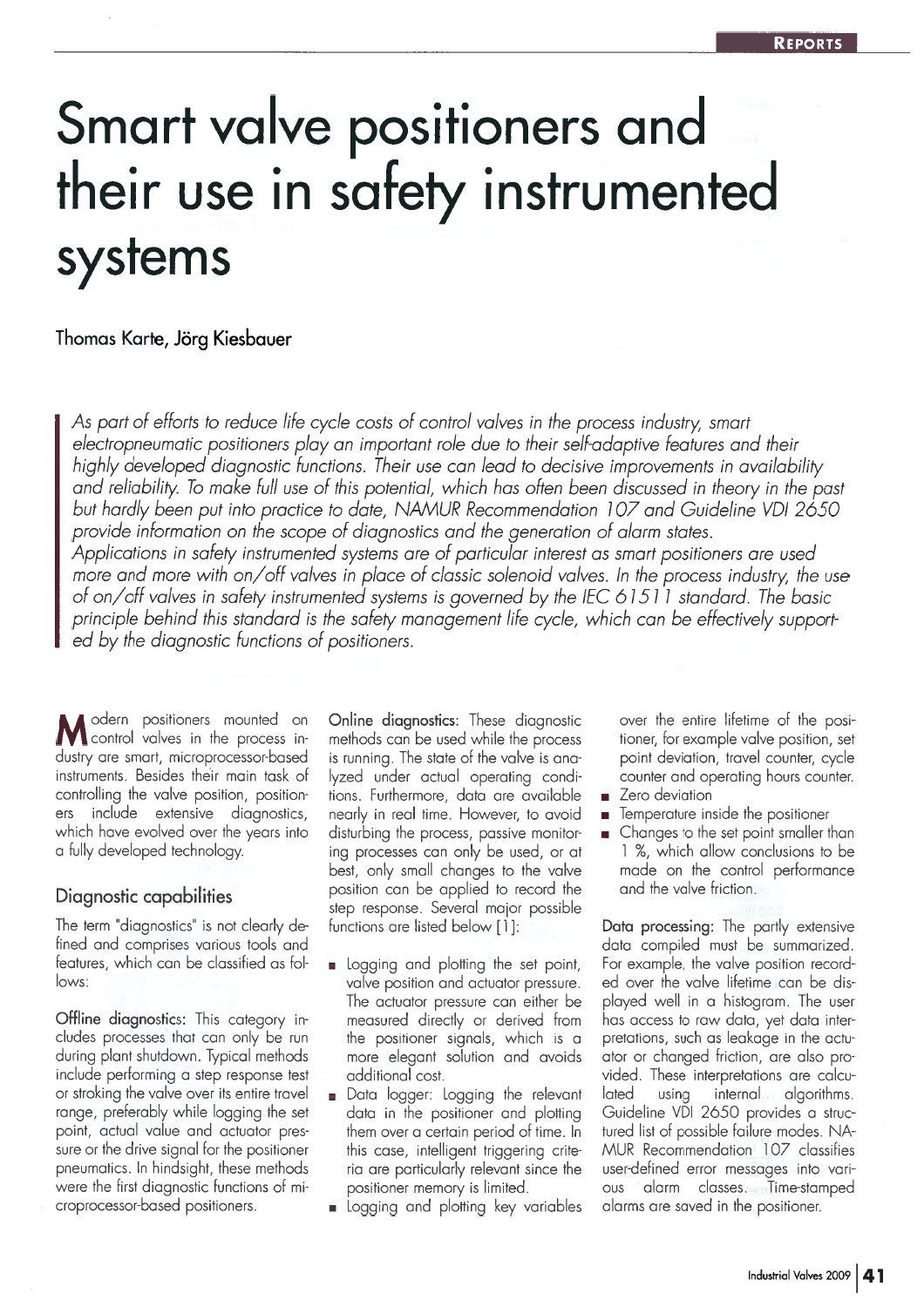# Smart valve positioners and their use in safety instrumented systems

Thomas Karte, Jörg Kiesbauer

*As part of efforts to reduce life cycle costs of control valves in the process industry, smart electropneumatic positioners play an important role due to their self-adaptive features and their highly developed diagnostic functions. Their use can lead to decisive improvements in availability and reliability. To make full use of this potential, which has often been discussed in theory in the past but hardly been put into practice to date, NAMUR Recommendation 107 and Guideline VDI 2650 provide information on the scope of diagnostics and the generation of alarm states.*
*Applications in safety instrumented systems are of particular interest as smart positioners are used more and more with on/off valves in place of classic solenoid valves. In the process industry, the use of on/off valves in safety instrumented systems is governed by the IEC 61511 standard. The basic principle behind this standard is the safety management life cycle, which can be effectively supported by the diagnostic functions of positioners.*

Modern positioners mounted on control valves in the process industry are smart, microprocessor-based instruments. Besides their main task of controlling the valve position, positioners include extensive diagnostics, which have evolved over the years into a fully developed technology.

## Diagnostic capabilities

The term "diagnostics" is not clearly defined and comprises various tools and features, which can be classified as follows:

**Offline diagnostics:** This category includes processes that can only be run during plant shutdown. Typical methods include performing a step response test or stroking the valve over its entire travel range, preferably while logging the set point, actual value and actuator pressure or the drive signal for the positioner pneumatics. In hindsight, these methods were the first diagnostic functions of microprocessor-based positioners.

**Online diagnostics:** These diagnostic methods can be used while the process is running. The state of the valve is analyzed under actual operating conditions. Furthermore, data are available nearly in real time. However, to avoid disturbing the process, passive monitoring processes can only be used, or at best, only small changes to the valve position can be applied to record the step response. Several major possible functions are listed below [1]:

- Logging and plotting the set point, valve position and actuator pressure. The actuator pressure can either be measured directly or derived from the positioner signals, which is a more elegant solution and avoids additional cost.
- Data logger: Logging the relevant data in the positioner and plotting them over a certain period of time. In this case, intelligent triggering criteria are particularly relevant since the positioner memory is limited.
- Logging and plotting key variables over the entire lifetime of the positioner, for example valve position, set point deviation, travel counter, cycle counter and operating hours counter.
- Zero deviation
- Temperature inside the positioner
- Changes to the set point smaller than 1 %, which allow conclusions to be made on the control performance and the valve friction.

**Data processing:** The partly extensive data compiled must be summarized. For example, the valve position recorded over the valve lifetime can be displayed well in a histogram. The user has access to raw data, yet data interpretations, such as leakage in the actuator or changed friction, are also provided. These interpretations are calculated using internal algorithms. Guideline VDI 2650 provides a structured list of possible failure modes. NAMUR Recommendation 107 classifies user-defined error messages into various alarm classes. Time-stamped alarms are saved in the positioner.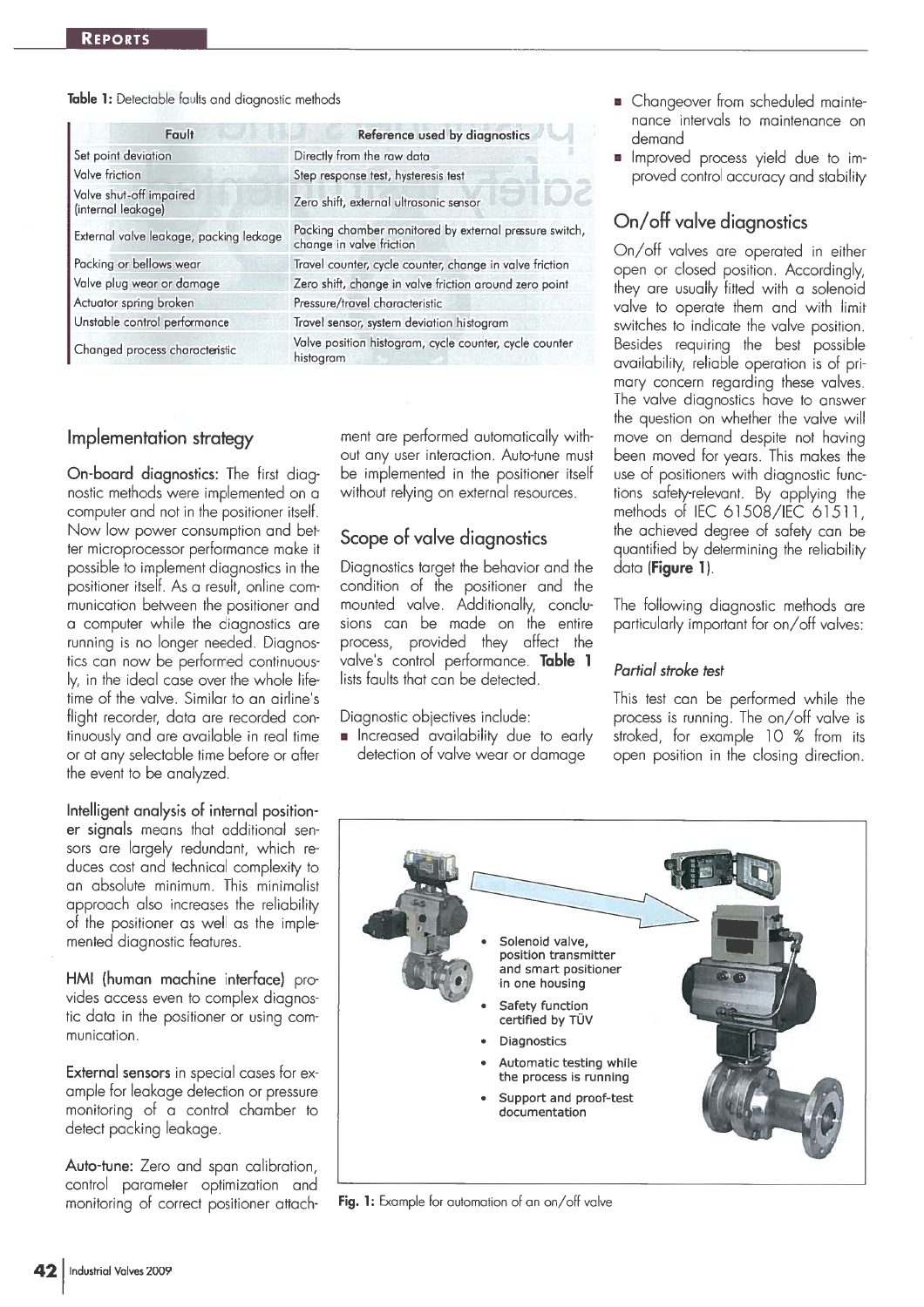**Table 1:** Detectable faults and diagnostic methods

| Fault | Reference used by diagnostics |
|---|---|
| Set point deviation | Directly from the raw data |
| Valve friction | Step response test, hysteresis test |
| Valve shut-off impaired (internal leakage) | Zero shift, external ultrasonic sensor |
| External valve leakage, packing leakage | Packing chamber monitored by external pressure switch, change in valve friction |
| Packing or bellows wear | Travel counter, cycle counter, change in valve friction |
| Valve plug wear or damage | Zero shift, change in valve friction around zero point |
| Actuator spring broken | Pressure/travel characteristic |
| Unstable control performance | Travel sensor, system deviation histogram |
| Changed process characteristic | Valve position histogram, cycle counter, cycle counter histogram |

## Implementation strategy

**On-board diagnostics:** The first diagnostic methods were implemented on a computer and not in the positioner itself. Now low power consumption and better microprocessor performance make it possible to implement diagnostics in the positioner itself. As a result, online communication between the positioner and a computer while the diagnostics are running is no longer needed. Diagnostics can now be performed continuously, in the ideal case over the whole lifetime of the valve. Similar to an airline's flight recorder, data are recorded continuously and are available in real time or at any selectable time before or after the event to be analyzed.

**Intelligent analysis of internal positioner signals** means that additional sensors are largely redundant, which reduces cost and technical complexity to an absolute minimum. This minimalist approach also increases the reliability of the positioner as well as the implemented diagnostic features.

**HMI (human machine interface)** provides access even to complex diagnostic data in the positioner or using communication.

**External sensors** in special cases for example for leakage detection or pressure monitoring of a control chamber to detect packing leakage.

**Auto-tune:** Zero and span calibration, control parameter optimization and monitoring of correct positioner attachment are performed automatically without any user interaction. Auto-tune must be implemented in the positioner itself without relying on external resources.

## Scope of valve diagnostics

Diagnostics target the behavior and the condition of the positioner and the mounted valve. Additionally, conclusions can be made on the entire process, provided they affect the valve's control performance. **Table 1** lists faults that can be detected.

Diagnostic objectives include:

- Increased availability due to early detection of valve wear or damage
- Changeover from scheduled maintenance intervals to maintenance on demand
- Improved process yield due to improved control accuracy and stability

## On/off valve diagnostics

On/off valves are operated in either open or closed position. Accordingly, they are usually fitted with a solenoid valve to operate them and with limit switches to indicate the valve position. Besides requiring the best possible availability, reliable operation is of primary concern regarding these valves. The valve diagnostics have to answer the question on whether the valve will move on demand despite not having been moved for years. This makes the use of positioners with diagnostic functions safety-relevant. By applying the methods of IEC 61508/IEC 61511, the achieved degree of safety can be quantified by determining the reliability data (**Figure 1**).

The following diagnostic methods are particularly important for on/off valves:

### *Partial stroke test*

This test can be performed while the process is running. The on/off valve is stroked, for example 10 % from its open position in the closing direction.

- Solenoid valve, position transmitter and smart positioner in one housing
- Safety function certified by TÜV
- Diagnostics
- Automatic testing while the process is running
- Support and proof-test documentation

**Fig. 1:** Example for automation of an on/off valve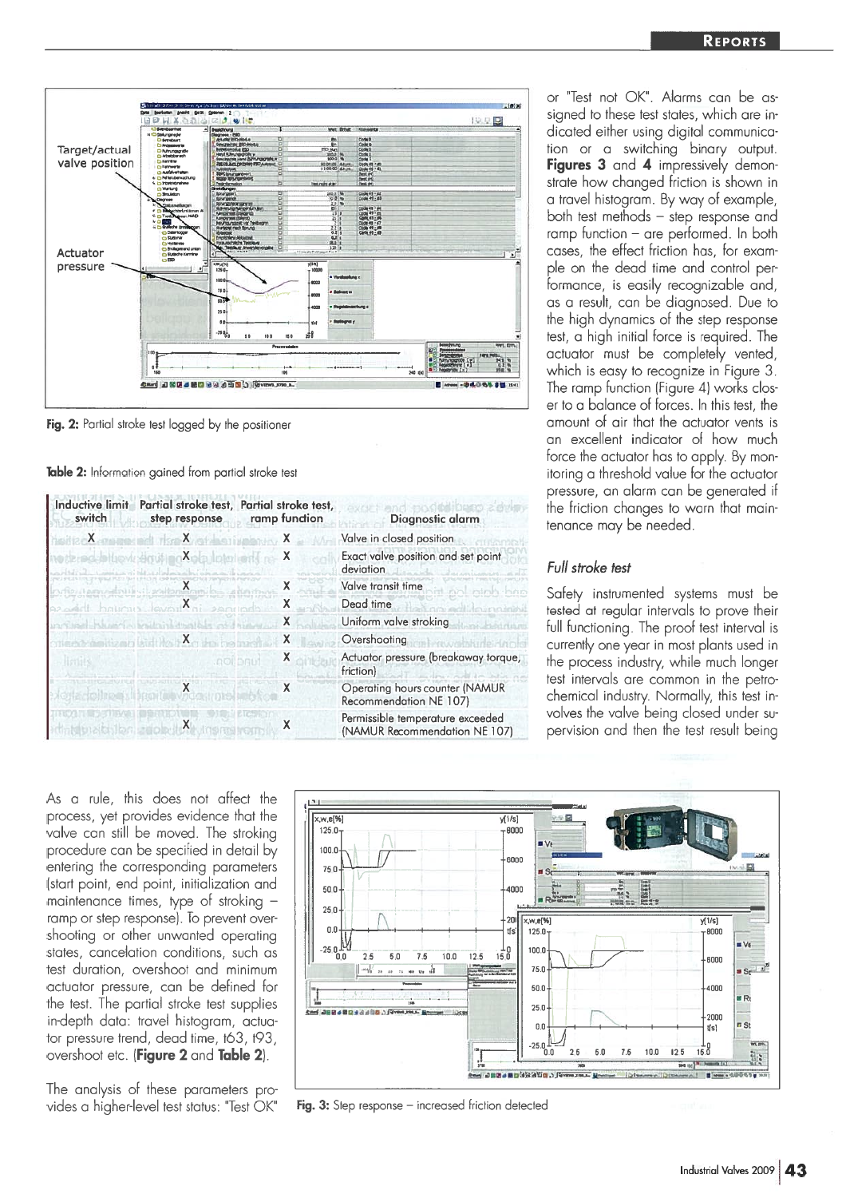Fig. 2: Partial stroke test logged by the positioner

Table 2: Information gained from partial stroke test

| Inductive limit switch | Partial stroke test, step response | Partial stroke test, ramp function | Diagnostic alarm |
|---|---|---|---|
| X | X | X | Valve in closed position |
| | X | X | Exact valve position and set point deviation |
| | X | X | Valve transit time |
| | X | X | Dead time |
| | | X | Uniform valve stroking |
| | X | X | Overshooting |
| | | X | Actuator pressure (breakaway torque, friction) |
| | X | X | Operating hours counter (NAMUR Recommendation NE 107) |
| | X | X | Permissible temperature exceeded (NAMUR Recommendation NE 107) |

As a rule, this does not affect the process, yet provides evidence that the valve can still be moved. The stroking procedure can be specified in detail by entering the corresponding parameters (start point, end point, initialization and maintenance times, type of stroking – ramp or step response). To prevent overshooting or other unwanted operating states, cancelation conditions, such as test duration, overshoot and minimum actuator pressure, can be defined for the test. The partial stroke test supplies in-depth data: travel histogram, actuator pressure trend, dead time, t63, t93, overshoot etc. (**Figure 2** and **Table 2**).

The analysis of these parameters provides a higher-level test status: "Test OK" or "Test not OK". Alarms can be assigned to these test states, which are indicated either using digital communication or a switching binary output. **Figures 3** and **4** impressively demonstrate how changed friction is shown in a travel histogram. By way of example, both test methods – step response and ramp function – are performed. In both cases, the effect friction has, for example on the dead time and control performance, is easily recognizable and, as a result, can be diagnosed. Due to the high dynamics of the step response test, a high initial force is required. The actuator must be completely vented, which is easy to recognize in Figure 3. The ramp function (Figure 4) works closer to a balance of forces. In this test, the amount of air that the actuator vents is an excellent indicator of how much force the actuator has to apply. By monitoring a threshold value for the actuator pressure, an alarm can be generated if the friction changes to warn that maintenance may be needed.

### *Full stroke test*

Safety instrumented systems must be tested at regular intervals to prove their full functioning. The proof test interval is currently one year in most plants used in the process industry, while much longer test intervals are common in the petrochemical industry. Normally, this test involves the valve being closed under supervision and then the test result being

Fig. 3: Step response – increased friction detected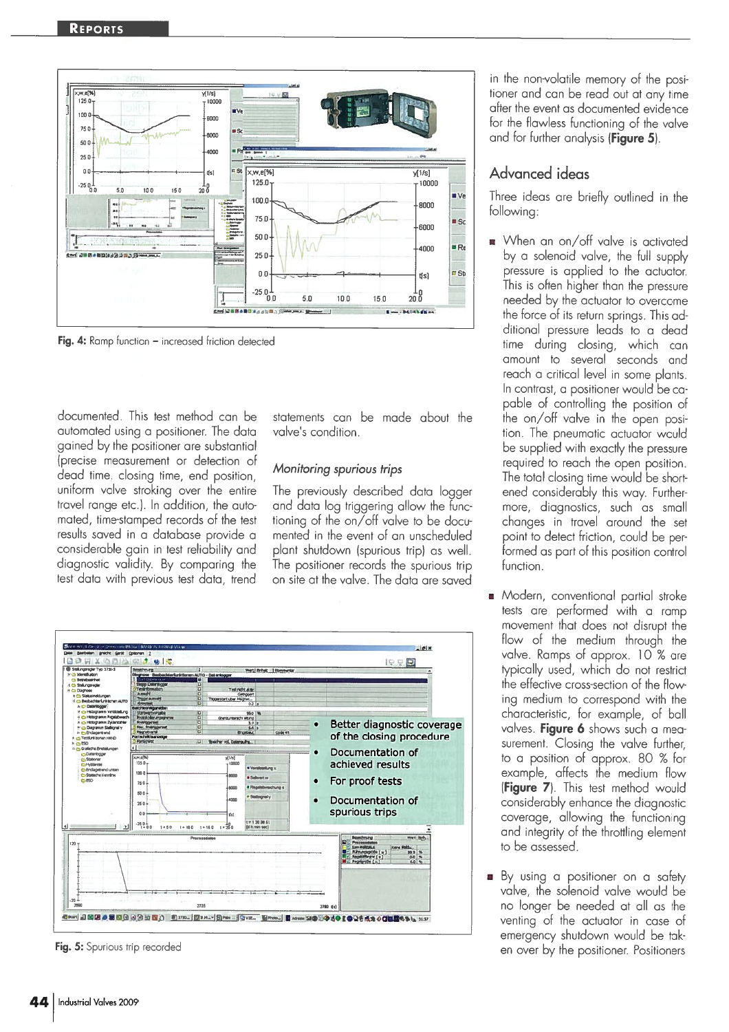Fig. 4: Ramp function – increased friction detected

documented. This test method can be automated using a positioner. The data gained by the positioner are substantial (precise measurement or detection of dead time, closing time, end position, uniform valve stroking over the entire travel range etc.). In addition, the automated, time-stamped records of the test results saved in a database provide a considerable gain in test reliability and diagnostic validity. By comparing the test data with previous test data, trend statements can be made about the valve's condition.

### *Monitoring spurious trips*

The previously described data logger and data log triggering allow the functioning of the on/off valve to be documented in the event of an unscheduled plant shutdown (spurious trip) as well. The positioner records the spurious trip on site at the valve. The data are saved in the non-volatile memory of the positioner and can be read out at any time after the event as documented evidence for the flawless functioning of the valve and for further analysis (**Figure 5**).

- Better diagnostic coverage of the closing procedure
- Documentation of achieved results
- For proof tests
- Documentation of spurious trips

Fig. 5: Spurious trip recorded

## Advanced ideas

Three ideas are briefly outlined in the following:

- When an on/off valve is activated by a solenoid valve, the full supply pressure is applied to the actuator. This is often higher than the pressure needed by the actuator to overcome the force of its return springs. This additional pressure leads to a dead time during closing, which can amount to several seconds and reach a critical level in some plants. In contrast, a positioner would be capable of controlling the position of the on/off valve in the open position. The pneumatic actuator would be supplied with exactly the pressure required to reach the open position. The total closing time would be shortened considerably this way. Furthermore, diagnostics, such as small changes in travel around the set point to detect friction, could be performed as part of this position control function.

- Modern, conventional partial stroke tests are performed with a ramp movement that does not disrupt the flow of the medium through the valve. Ramps of approx. 10 % are typically used, which do not restrict the effective cross-section of the flowing medium to correspond with the characteristic, for example, of ball valves. **Figure 6** shows such a measurement. Closing the valve further, to a position of approx. 80 % for example, affects the medium flow (**Figure 7**). This test method would considerably enhance the diagnostic coverage, allowing the functioning and integrity of the throttling element to be assessed.

- By using a positioner on a safety valve, the solenoid valve would be no longer be needed at all as the venting of the actuator in case of emergency shutdown would be taken over by the positioner. Positioners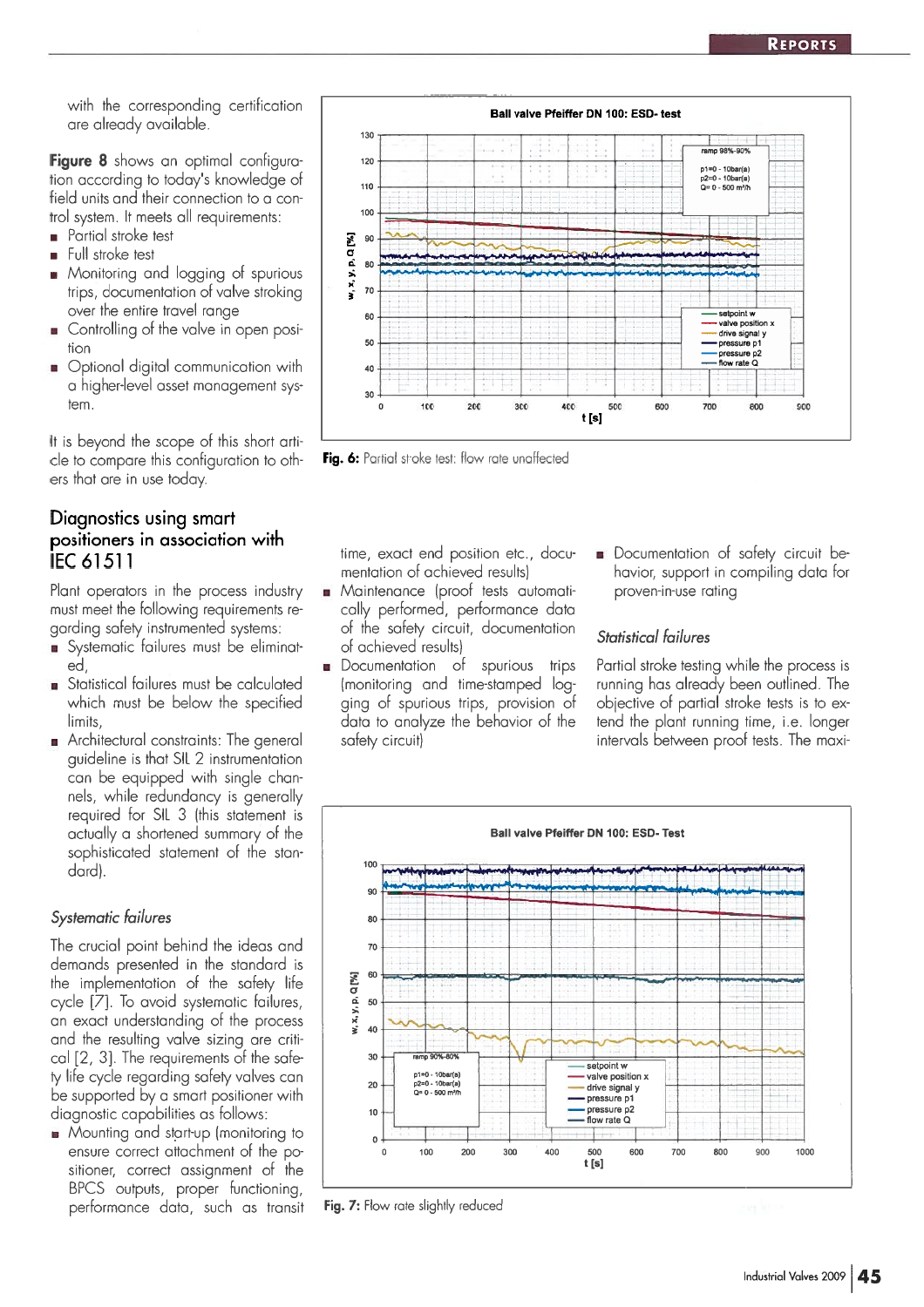with the corresponding certification are already available.

**Figure 8** shows an optimal configuration according to today's knowledge of field units and their connection to a control system. It meets all requirements:

- Partial stroke test
- Full stroke test
- Monitoring and logging of spurious trips, documentation of valve stroking over the entire travel range
- Controlling of the valve in open position
- Optional digital communication with a higher-level asset management system.

It is beyond the scope of this short article to compare this configuration to others that are in use today.

**Fig. 6:** Partial stroke test: flow rate unaffected

## Diagnostics using smart positioners in association with IEC 61511

Plant operators in the process industry must meet the following requirements regarding safety instrumented systems:

- Systematic failures must be eliminated,
- Statistical failures must be calculated which must be below the specified limits,
- Architectural constraints: The general guideline is that SIL 2 instrumentation can be equipped with single channels, while redundancy is generally required for SIL 3 (this statement is actually a shortened summary of the sophisticated statement of the standard).

### *Systematic failures*

The crucial point behind the ideas and demands presented in the standard is the implementation of the safety life cycle [7]. To avoid systematic failures, an exact understanding of the process and the resulting valve sizing are critical [2, 3]. The requirements of the safety life cycle regarding safety valves can be supported by a smart positioner with diagnostic capabilities as follows:

- Mounting and start-up (monitoring to ensure correct attachment of the positioner, correct assignment of the BPCS outputs, proper functioning, performance data, such as transit time, exact end position etc., documentation of achieved results)
- Maintenance (proof tests automatically performed, performance data of the safety circuit, documentation of achieved results)
- Documentation of spurious trips (monitoring and time-stamped logging of spurious trips, provision of data to analyze the behavior of the safety circuit)
- Documentation of safety circuit behavior, support in compiling data for proven-in-use rating

### *Statistical failures*

Partial stroke testing while the process is running has already been outlined. The objective of partial stroke tests is to extend the plant running time, i.e. longer intervals between proof tests. The maxi-

**Fig. 7:** Flow rate slightly reduced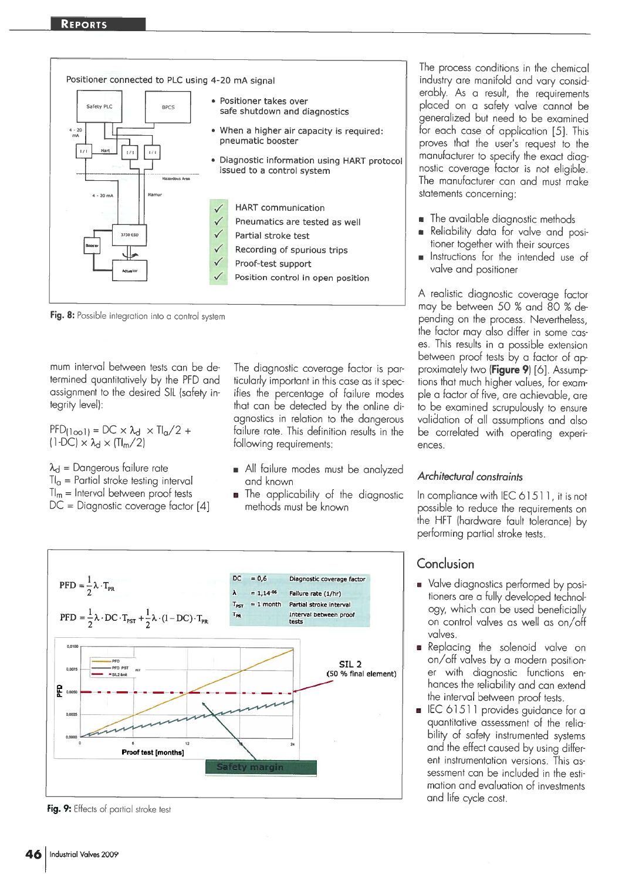Positioner connected to PLC using 4-20 mA signal

- Positioner takes over safe shutdown and diagnostics
- When a higher air capacity is required: pneumatic booster
- Diagnostic information using HART protocol issued to a control system

✓ HART communication
✓ Pneumatics are tested as well
✓ Partial stroke test
✓ Recording of spurious trips
✓ Proof-test support
✓ Position control in open position

**Fig. 8:** Possible integration into a control system

mum interval between tests can be determined quantitatively by the PFD and assignment to the desired SIL (safety integrity level):

$PFD_{(1oo1)} = DC \times \lambda_d \times TI_a/2 + (1\text{-}DC) \times \lambda_d \times (TI_m/2)$

$\lambda_d$ = Dangerous failure rate
$TI_a$ = Partial stroke testing interval
$TI_m$ = Interval between proof tests
DC = Diagnostic coverage factor [4]

The diagnostic coverage factor is particularly important in this case as it specifies the percentage of failure modes that can be detected by the online diagnostics in relation to the dangerous failure rate. This definition results in the following requirements:

- All failure modes must be analyzed and known
- The applicability of the diagnostic methods must be known

$$PFD = \frac{1}{2}\lambda \cdot T_{PR}$$

$$PFD = \frac{1}{2}\lambda \cdot DC \cdot T_{PST} + \frac{1}{2}\lambda \cdot (1 - DC) \cdot T_{PR}$$

| | | |
|---|---|---|
| DC | = 0,6 | Diagnostic coverage factor |
| $\lambda$ | = 1,14^-06 | Failure rate (1/hr) |
| $T_{PST}$ | = 1 month | Partial stroke interval |
| $T_{PR}$ | | Interval between proof tests |

SIL 2 (50 % final element)

Proof test [months]

Safety margin

**Fig. 9:** Effects of partial stroke test

The process conditions in the chemical industry are manifold and vary considerably. As a result, the requirements placed on a safety valve cannot be generalized but need to be examined for each case of application [5]. This proves that the user's request to the manufacturer to specify the exact diagnostic coverage factor is not eligible. The manufacturer can and must make statements concerning:

- The available diagnostic methods
- Reliability data for valve and positioner together with their sources
- Instructions for the intended use of valve and positioner

A realistic diagnostic coverage factor may be between 50 % and 80 % depending on the process. Nevertheless, the factor may also differ in some cases. This results in a possible extension between proof tests by a factor of approximately two (**Figure 9**) [6]. Assumptions that much higher values, for example a factor of five, are achievable, are to be examined scrupulously to ensure validation of all assumptions and also be correlated with operating experiences.

### *Architectural constraints*

In compliance with IEC 61511, it is not possible to reduce the requirements on the HFT (hardware fault tolerance) by performing partial stroke tests.

## Conclusion

- Valve diagnostics performed by positioners are a fully developed technology, which can be used beneficially on control valves as well as on/off valves.
- Replacing the solenoid valve on on/off valves by a modern positioner with diagnostic functions enhances the reliability and can extend the interval between proof tests.
- IEC 61511 provides guidance for a quantitative assessment of the reliability of safety instrumented systems and the effect caused by using different instrumentation versions. This assessment can be included in the estimation and evaluation of investments and life cycle cost.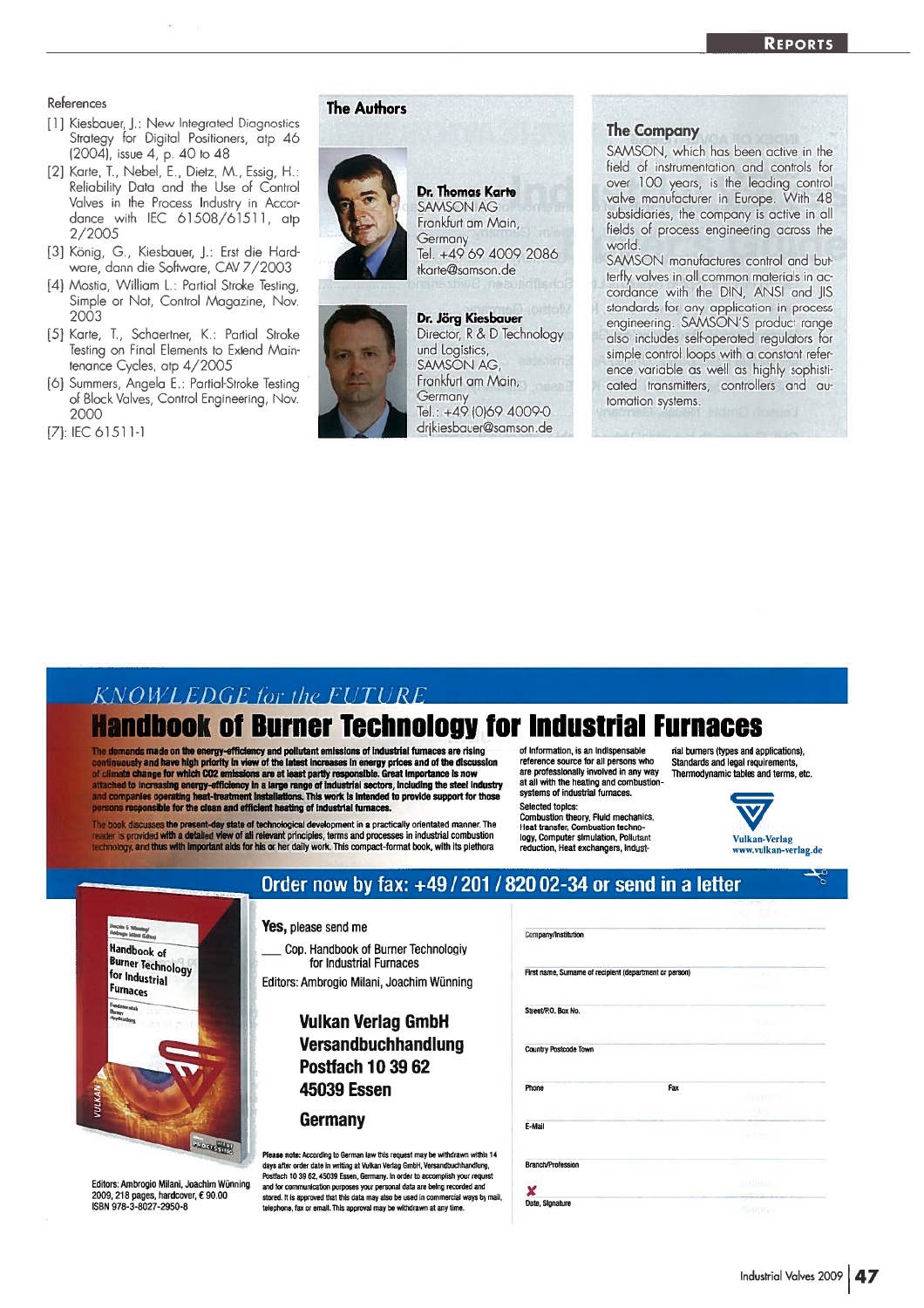References

[1] Kiesbauer, J.: New Integrated Diagnostics Strategy for Digital Positioners, atp 46 (2004), issue 4, p. 40 to 48

[2] Karte, T., Nebel, E., Dietz, M., Essig, H.: Reliability Data and the Use of Control Valves in the Process Industry in Accordance with IEC 61508/61511, atp 2/2005

[3] König, G., Kiesbauer, J.: Erst die Hardware, dann die Software, CAV 7/2003

[4] Mostia, William L.: Partial Stroke Testing, Simple or Not, Control Magazine, Nov. 2003

[5] Karte, T., Schaertner, K.: Partial Stroke Testing on Final Elements to Extend Maintenance Cycles, atp 4/2005

[6] Summers, Angela E.: Partial-Stroke Testing of Block Valves, Control Engineering, Nov. 2000

[7]: IEC 61511-1

## The Authors

**Dr. Thomas Karte**
SAMSON AG
Frankfurt am Main,
Germany
Tel. +49 69 4009 2086
tkarte@samson.de

**Dr. Jörg Kiesbauer**
Director, R & D Technology und Logistics,
SAMSON AG,
Frankfurt am Main,
Germany
Tel.: +49 (0)69 4009-0
drjkiesbauer@samson.de

## The Company

SAMSON, which has been active in the field of instrumentation and controls for over 100 years, is the leading control valve manufacturer in Europe. With 48 subsidiaries, the company is active in all fields of process engineering across the world.

SAMSON manufactures control and butterfly valves in all common materials in accordance with the DIN, ANSI and JIS standards for any application in process engineering. SAMSON'S product range also includes self-operated regulators for simple control loops with a constant reference variable as well as highly sophisticated transmitters, controllers and automation systems.

*KNOWLEDGE for the FUTURE*

# Handbook of Burner Technology for Industrial Furnaces

**The demands made on the energy-efficiency and pollutant emissions of industrial furnaces are rising continuously and have high priority in view of the latest increases in energy prices and of the discussion of climate change for which CO2 emissions are at least partly responsible. Great importance is now attached to increasing energy-efficiency in a large range of industrial sectors, including the steel industry and companies operating heat-treatment installations. This work is intended to provide support for those persons responsible for the clean and efficient heating of industrial furnaces.**

The book discusses the present-day state of technological development in a practically orientated manner. The reader is provided with a detailed view of all relevant principles, terms and processes in industrial combustion technology, and thus with important aids for his or her daily work. This compact-format book, with its plethora of information, is an indispensable reference source for all persons who are professionally involved in any way at all with the heating and combustion-systems of industrial furnaces.

Selected topics:
Combustion theory, Fluid mechanics, Heat transfer, Combustion technology, Computer simulation, Pollutant reduction, Heat exchangers, Industrial burners (types and applications), Standards and legal requirements, Thermodynamic tables and terms, etc.

Vulkan-Verlag
www.vulkan-verlag.de

## Order now by fax: +49 / 201 / 820 02-34 or send in a letter

Editors: Ambrogio Milani, Joachim Wünning
2009, 218 pages, hardcover, € 90.00
ISBN 978-3-8027-2950-8

**Yes,** please send me

___ Cop. Handbook of Burner Technology for Industrial Furnaces

Editors: Ambrogio Milani, Joachim Wünning

**Vulkan Verlag GmbH**
**Versandbuchhandlung**
**Postfach 10 39 62**
**45039 Essen**

**Germany**

**Please note:** According to German law this request may be withdrawn within 14 days after order date in writing at Vulkan Verlag GmbH, Versandbuchhandlung, Postfach 10 39 62, 45039 Essen, Germany. In order to accomplish your request and for communication purposes your personal data are being recorded and stored. It is approved that this data may also be used in commercial ways by mail, telephone, fax or email. This approval may be withdrawn at any time.

Company/Institution

First name, Surname of recipient (department or person)

Street/P.O. Box No.

Country Postcode Town

Phone Fax

E-Mail

Branch/Profession

Date, Signature